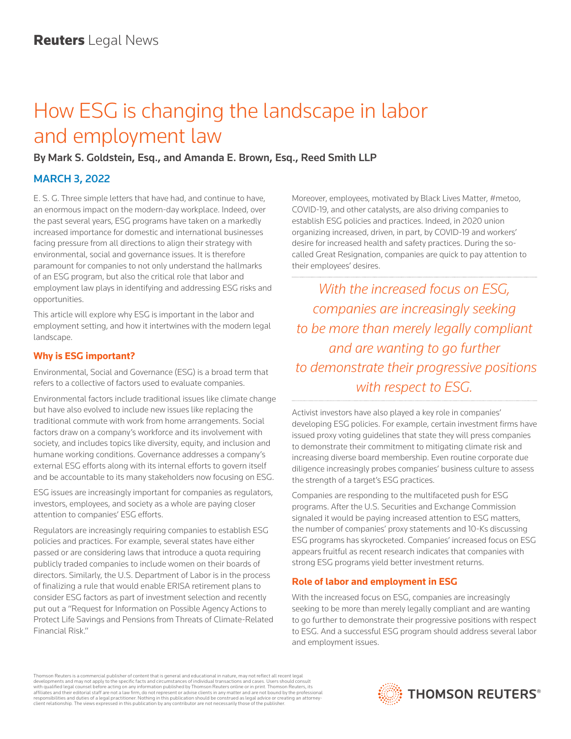Reuters Legal News

# How ESG is changing the landscape in labor and employment law

**By Mark S. Goldstein, Esq., and Amanda E. Brown, Esq., Reed Smith LLP**

**MARCH 3, 2022**

E. S. G. Three simple letters that have had, and continue to have, an enormous impact on the modern-day workplace. Indeed, over the past several years, ESG programs have taken on a markedly increased importance for domestic and international businesses facing pressure from all directions to align their strategy with environmental, social and governance issues. It is therefore paramount for companies to not only understand the hallmarks of an ESG program, but also the critical role that labor and employment law plays in identifying and addressing ESG risks and opportunities.

This article will explore why ESG is important in the labor and employment setting, and how it intertwines with the modern legal landscape.

## Why is ESG important?

Environmental, Social and Governance (ESG) is a broad term that refers to a collective of factors used to evaluate companies.

Environmental factors include traditional issues like climate change but have also evolved to include new issues like replacing the traditional commute with work from home arrangements. Social factors draw on a company's workforce and its involvement with society, and includes topics like diversity, equity, and inclusion and humane working conditions. Governance addresses a company's external ESG efforts along with its internal efforts to govern itself and be accountable to its many stakeholders now focusing on ESG.

ESG issues are increasingly important for companies as regulators, investors, employees, and society as a whole are paying closer attention to companies' ESG efforts.

Regulators are increasingly requiring companies to establish ESG policies and practices. For example, several states have either passed or are considering laws that introduce a quota requiring publicly traded companies to include women on their boards of directors. Similarly, the U.S. Department of Labor is in the process of finalizing a rule that would enable ERISA retirement plans to consider ESG factors as part of investment selection and recently put out a "Request for Information on Possible Agency Actions to Protect Life Savings and Pensions from Threats of Climate-Related Financial Risk."

Moreover, employees, motivated by Black Lives Matter, #metoo, COVID-19, and other catalysts, are also driving companies to establish ESG policies and practices. Indeed, in 2020 union organizing increased, driven, in part, by COVID-19 and workers' desire for increased health and safety practices. During the so-called Great Resignation, companies are quick to pay attention to their employees' desires.

*With the increased focus on ESG, companies are increasingly seeking to be more than merely legally compliant and are wanting to go further to demonstrate their progressive positions with respect to ESG.*

Activist investors have also played a key role in companies' developing ESG policies. For example, certain investment firms have issued proxy voting guidelines that state they will press companies to demonstrate their commitment to mitigating climate risk and increasing diverse board membership. Even routine corporate due diligence increasingly probes companies' business culture to assess the strength of a target's ESG practices.

Companies are responding to the multifaceted push for ESG programs. After the U.S. Securities and Exchange Commission signaled it would be paying increased attention to ESG matters, the number of companies' proxy statements and 10-Ks discussing ESG programs has skyrocketed. Companies' increased focus on ESG appears fruitful as recent research indicates that companies with strong ESG programs yield better investment returns.

## Role of labor and employment in ESG

With the increased focus on ESG, companies are increasingly seeking to be more than merely legally compliant and are wanting to go further to demonstrate their progressive positions with respect to ESG. And a successful ESG program should address several labor and employment issues.

Thomson Reuters is a commercial publisher of content that is general and educational in nature, may not reflect all recent legal developments and may not apply to the specific facts and circumstances of individual transactions and cases. Users should consult with qualified legal counsel before acting on any information published by Thomson Reuters online or in print. Thomson Reuters, its affiliates and their editorial staff are not a law firm, do not represent or advise clients in any matter and are not bound by the professional responsibilities and duties of a legal practitioner. Nothing in this publication should be construed as legal advice or creating an attorney-client relationship. The views expressed in this publication by any contributor are not necessarily those of the publisher.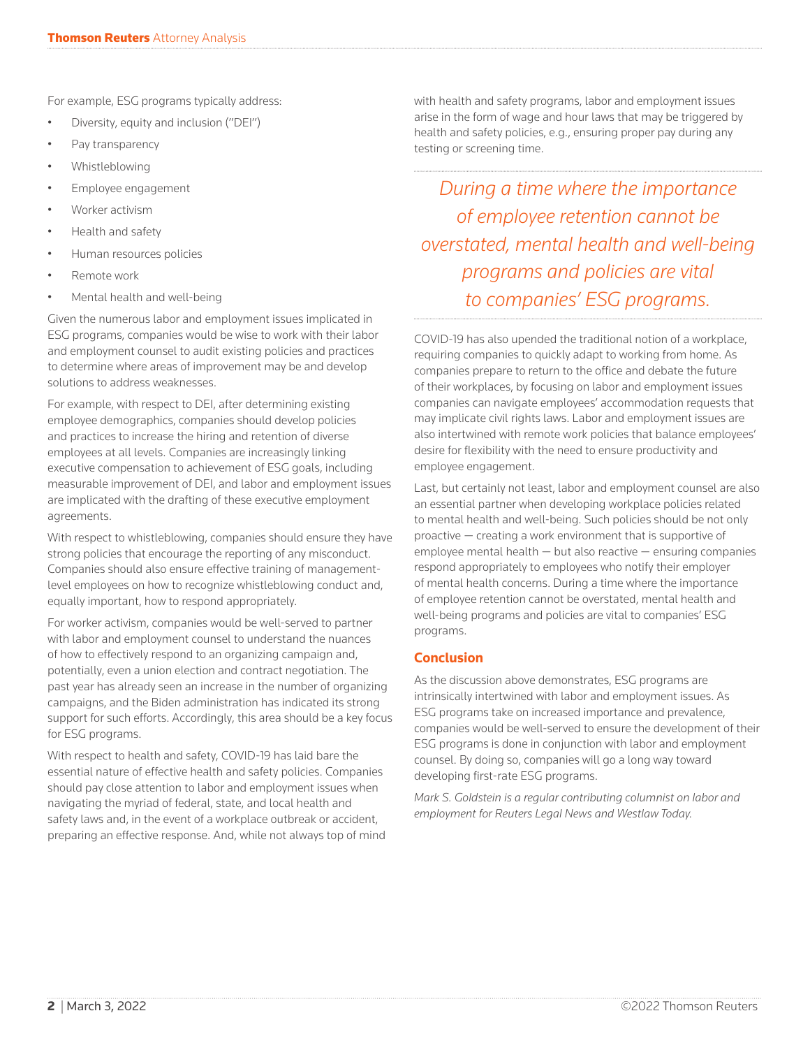For example, ESG programs typically address:

- Diversity, equity and inclusion ("DEI")
- Pay transparency
- Whistleblowing
- Employee engagement
- Worker activism
- Health and safety
- Human resources policies
- Remote work
- Mental health and well-being

Given the numerous labor and employment issues implicated in ESG programs, companies would be wise to work with their labor and employment counsel to audit existing policies and practices to determine where areas of improvement may be and develop solutions to address weaknesses.

For example, with respect to DEI, after determining existing employee demographics, companies should develop policies and practices to increase the hiring and retention of diverse employees at all levels. Companies are increasingly linking executive compensation to achievement of ESG goals, including measurable improvement of DEI, and labor and employment issues are implicated with the drafting of these executive employment agreements.

With respect to whistleblowing, companies should ensure they have strong policies that encourage the reporting of any misconduct. Companies should also ensure effective training of management-level employees on how to recognize whistleblowing conduct and, equally important, how to respond appropriately.

For worker activism, companies would be well-served to partner with labor and employment counsel to understand the nuances of how to effectively respond to an organizing campaign and, potentially, even a union election and contract negotiation. The past year has already seen an increase in the number of organizing campaigns, and the Biden administration has indicated its strong support for such efforts. Accordingly, this area should be a key focus for ESG programs.

With respect to health and safety, COVID-19 has laid bare the essential nature of effective health and safety policies. Companies should pay close attention to labor and employment issues when navigating the myriad of federal, state, and local health and safety laws and, in the event of a workplace outbreak or accident, preparing an effective response. And, while not always top of mind with health and safety programs, labor and employment issues arise in the form of wage and hour laws that may be triggered by health and safety policies, e.g., ensuring proper pay during any testing or screening time.

*During a time where the importance of employee retention cannot be overstated, mental health and well-being programs and policies are vital to companies' ESG programs.*

COVID-19 has also upended the traditional notion of a workplace, requiring companies to quickly adapt to working from home. As companies prepare to return to the office and debate the future of their workplaces, by focusing on labor and employment issues companies can navigate employees' accommodation requests that may implicate civil rights laws. Labor and employment issues are also intertwined with remote work policies that balance employees' desire for flexibility with the need to ensure productivity and employee engagement.

Last, but certainly not least, labor and employment counsel are also an essential partner when developing workplace policies related to mental health and well-being. Such policies should be not only proactive — creating a work environment that is supportive of employee mental health — but also reactive — ensuring companies respond appropriately to employees who notify their employer of mental health concerns. During a time where the importance of employee retention cannot be overstated, mental health and well-being programs and policies are vital to companies' ESG programs.

## Conclusion

As the discussion above demonstrates, ESG programs are intrinsically intertwined with labor and employment issues. As ESG programs take on increased importance and prevalence, companies would be well-served to ensure the development of their ESG programs is done in conjunction with labor and employment counsel. By doing so, companies will go a long way toward developing first-rate ESG programs.

*Mark S. Goldstein is a regular contributing columnist on labor and employment for Reuters Legal News and Westlaw Today.*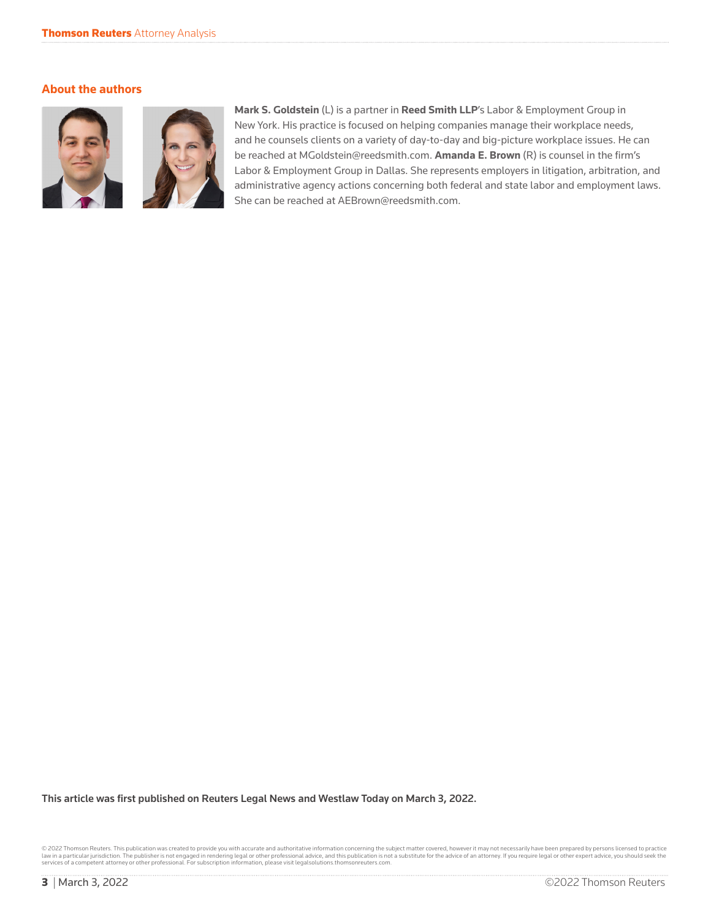## About the authors

**Mark S. Goldstein** (L) is a partner in **Reed Smith LLP**'s Labor & Employment Group in New York. His practice is focused on helping companies manage their workplace needs, and he counsels clients on a variety of day-to-day and big-picture workplace issues. He can be reached at MGoldstein@reedsmith.com. **Amanda E. Brown** (R) is counsel in the firm's Labor & Employment Group in Dallas. She represents employers in litigation, arbitration, and administrative agency actions concerning both federal and state labor and employment laws. She can be reached at AEBrown@reedsmith.com.

**This article was first published on Reuters Legal News and Westlaw Today on March 3, 2022.**

© 2022 Thomson Reuters. This publication was created to provide you with accurate and authoritative information concerning the subject matter covered, however it may not necessarily have been prepared by persons licensed to practice law in a particular jurisdiction. The publisher is not engaged in rendering legal or other professional advice, and this publication is not a substitute for the advice of an attorney. If you require legal or other expert advice, you should seek the services of a competent attorney or other professional. For subscription information, please visit legalsolutions.thomsonreuters.com.